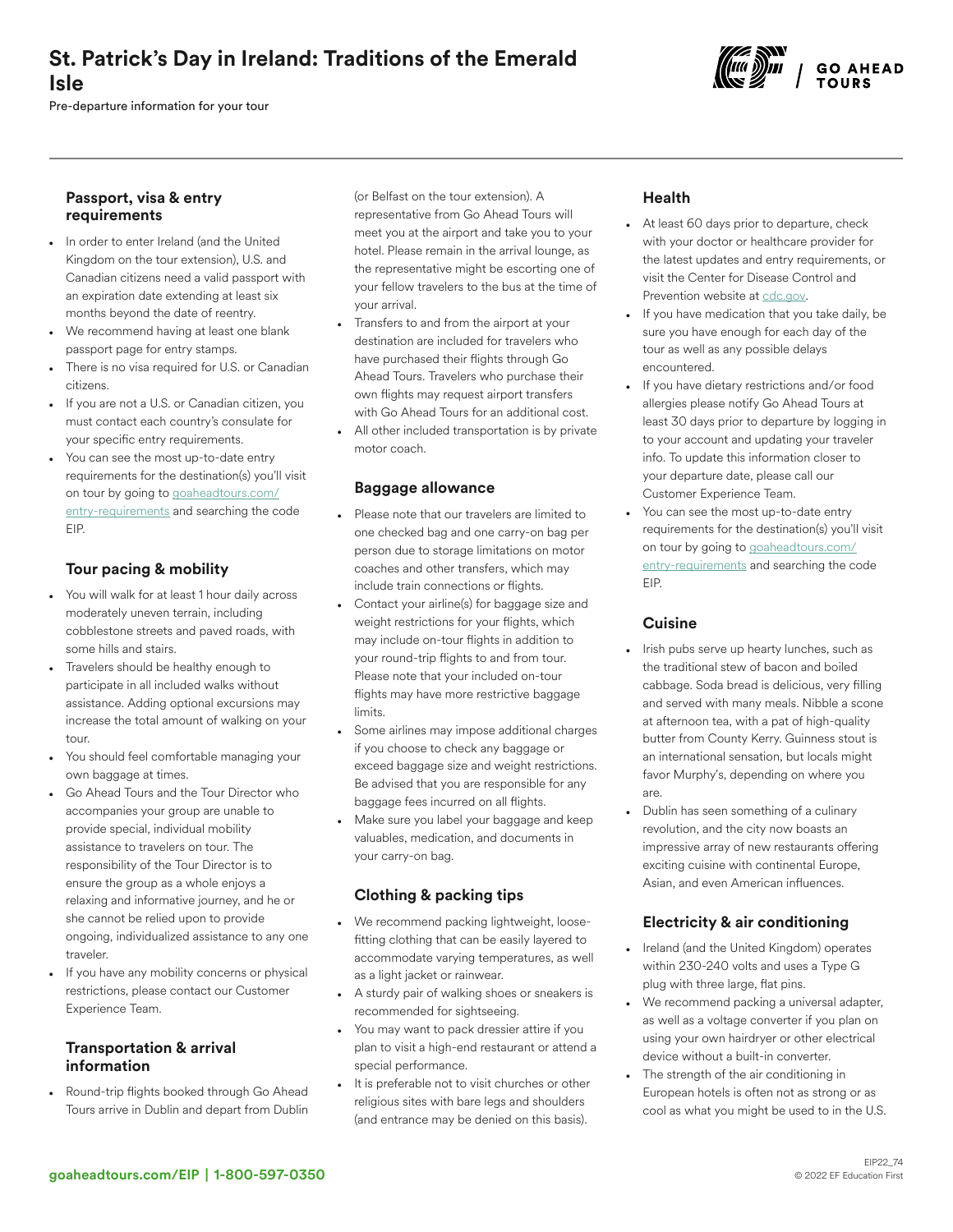# St. Patrick's Day in Ireland: Traditions of the Emerald Isle

Pre-departure information for your tour

## Passport, visa & entry requirements

- In order to enter Ireland (and the United Kingdom on the tour extension), U.S. and Canadian citizens need a valid passport with an expiration date extending at least six months beyond the date of reentry.
- We recommend having at least one blank passport page for entry stamps.
- There is no visa required for U.S. or Canadian citizens.
- If you are not a U.S. or Canadian citizen, you must contact each country's consulate for your specific entry requirements.
- You can see the most up-to-date entry requirements for the destination(s) you'll visit on tour by going to goaheadtours.com/entry-requirements and searching the code EIP.

## Tour pacing & mobility

- You will walk for at least 1 hour daily across moderately uneven terrain, including cobblestone streets and paved roads, with some hills and stairs.
- Travelers should be healthy enough to participate in all included walks without assistance. Adding optional excursions may increase the total amount of walking on your tour.
- You should feel comfortable managing your own baggage at times.
- Go Ahead Tours and the Tour Director who accompanies your group are unable to provide special, individual mobility assistance to travelers on tour. The responsibility of the Tour Director is to ensure the group as a whole enjoys a relaxing and informative journey, and he or she cannot be relied upon to provide ongoing, individualized assistance to any one traveler.
- If you have any mobility concerns or physical restrictions, please contact our Customer Experience Team.

## Transportation & arrival information

- Round-trip flights booked through Go Ahead Tours arrive in Dublin and depart from Dublin (or Belfast on the tour extension). A representative from Go Ahead Tours will meet you at the airport and take you to your hotel. Please remain in the arrival lounge, as the representative might be escorting one of your fellow travelers to the bus at the time of your arrival.
- Transfers to and from the airport at your destination are included for travelers who have purchased their flights through Go Ahead Tours. Travelers who purchase their own flights may request airport transfers with Go Ahead Tours for an additional cost.
- All other included transportation is by private motor coach.

## Baggage allowance

- Please note that our travelers are limited to one checked bag and one carry-on bag per person due to storage limitations on motor coaches and other transfers, which may include train connections or flights.
- Contact your airline(s) for baggage size and weight restrictions for your flights, which may include on-tour flights in addition to your round-trip flights to and from tour. Please note that your included on-tour flights may have more restrictive baggage limits.
- Some airlines may impose additional charges if you choose to check any baggage or exceed baggage size and weight restrictions. Be advised that you are responsible for any baggage fees incurred on all flights.
- Make sure you label your baggage and keep valuables, medication, and documents in your carry-on bag.

## Clothing & packing tips

- We recommend packing lightweight, loose-fitting clothing that can be easily layered to accommodate varying temperatures, as well as a light jacket or rainwear.
- A sturdy pair of walking shoes or sneakers is recommended for sightseeing.
- You may want to pack dressier attire if you plan to visit a high-end restaurant or attend a special performance.
- It is preferable not to visit churches or other religious sites with bare legs and shoulders (and entrance may be denied on this basis).

## Health

- At least 60 days prior to departure, check with your doctor or healthcare provider for the latest updates and entry requirements, or visit the Center for Disease Control and Prevention website at cdc.gov.
- If you have medication that you take daily, be sure you have enough for each day of the tour as well as any possible delays encountered.
- If you have dietary restrictions and/or food allergies please notify Go Ahead Tours at least 30 days prior to departure by logging in to your account and updating your traveler info. To update this information closer to your departure date, please call our Customer Experience Team.
- You can see the most up-to-date entry requirements for the destination(s) you'll visit on tour by going to goaheadtours.com/entry-requirements and searching the code EIP.

## Cuisine

- Irish pubs serve up hearty lunches, such as the traditional stew of bacon and boiled cabbage. Soda bread is delicious, very filling and served with many meals. Nibble a scone at afternoon tea, with a pat of high-quality butter from County Kerry. Guinness stout is an international sensation, but locals might favor Murphy's, depending on where you are.
- Dublin has seen something of a culinary revolution, and the city now boasts an impressive array of new restaurants offering exciting cuisine with continental Europe, Asian, and even American influences.

## Electricity & air conditioning

- Ireland (and the United Kingdom) operates within 230-240 volts and uses a Type G plug with three large, flat pins.
- We recommend packing a universal adapter, as well as a voltage converter if you plan on using your own hairdryer or other electrical device without a built-in converter.
- The strength of the air conditioning in European hotels is often not as strong or as cool as what you might be used to in the U.S.

goaheadtours.com/EIP | 1-800-597-0350

EIP22_74
© 2022 EF Education First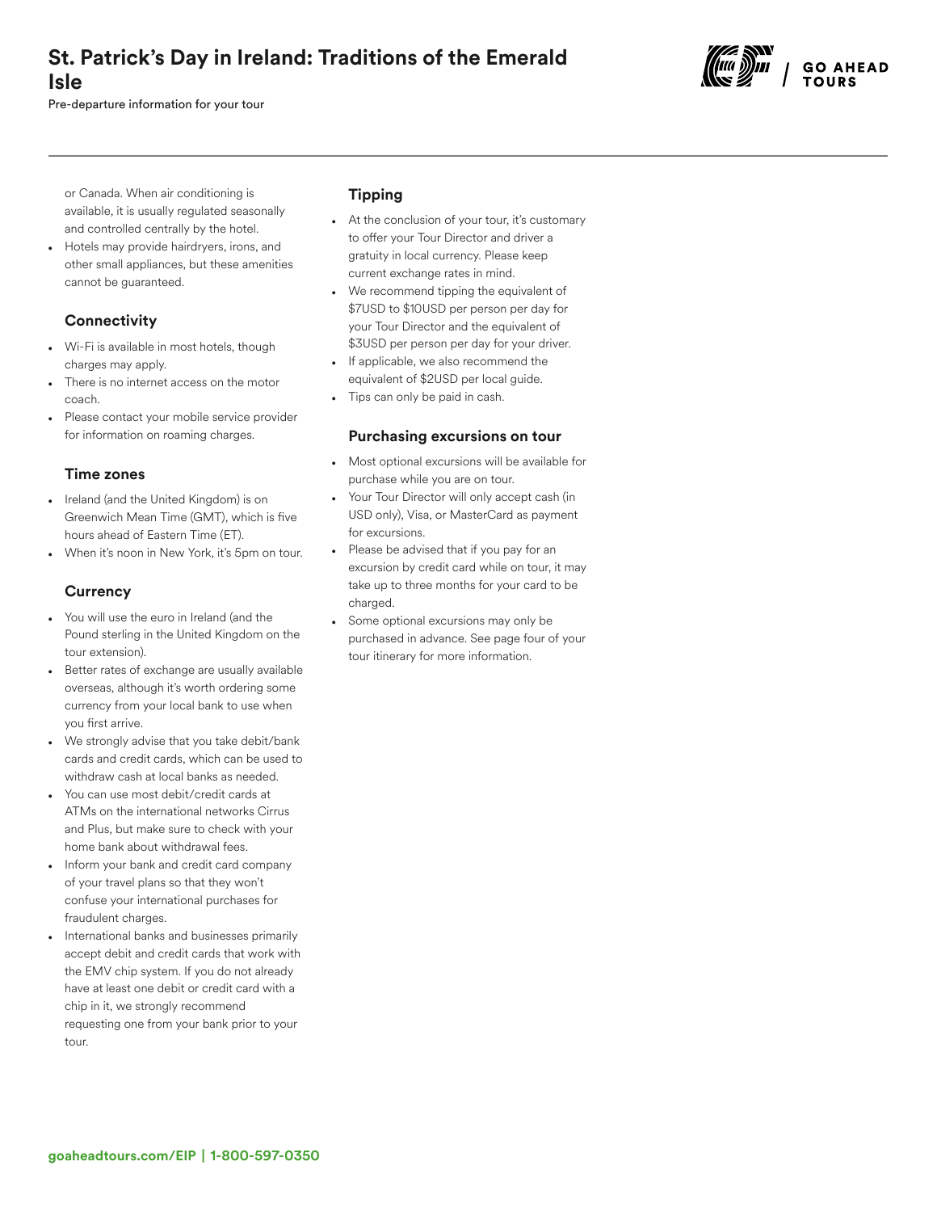or Canada. When air conditioning is available, it is usually regulated seasonally and controlled centrally by the hotel.

- Hotels may provide hairdryers, irons, and other small appliances, but these amenities cannot be guaranteed.

### Connectivity

- Wi-Fi is available in most hotels, though charges may apply.
- There is no internet access on the motor coach.
- Please contact your mobile service provider for information on roaming charges.

### Time zones

- Ireland (and the United Kingdom) is on Greenwich Mean Time (GMT), which is five hours ahead of Eastern Time (ET).
- When it's noon in New York, it's 5pm on tour.

### Currency

- You will use the euro in Ireland (and the Pound sterling in the United Kingdom on the tour extension).
- Better rates of exchange are usually available overseas, although it's worth ordering some currency from your local bank to use when you first arrive.
- We strongly advise that you take debit/bank cards and credit cards, which can be used to withdraw cash at local banks as needed.
- You can use most debit/credit cards at ATMs on the international networks Cirrus and Plus, but make sure to check with your home bank about withdrawal fees.
- Inform your bank and credit card company of your travel plans so that they won't confuse your international purchases for fraudulent charges.
- International banks and businesses primarily accept debit and credit cards that work with the EMV chip system. If you do not already have at least one debit or credit card with a chip in it, we strongly recommend requesting one from your bank prior to your tour.

### Tipping

- At the conclusion of your tour, it's customary to offer your Tour Director and driver a gratuity in local currency. Please keep current exchange rates in mind.
- We recommend tipping the equivalent of $7USD to $10USD per person per day for your Tour Director and the equivalent of $3USD per person per day for your driver.
- If applicable, we also recommend the equivalent of $2USD per local guide.
- Tips can only be paid in cash.

### Purchasing excursions on tour

- Most optional excursions will be available for purchase while you are on tour.
- Your Tour Director will only accept cash (in USD only), Visa, or MasterCard as payment for excursions.
- Please be advised that if you pay for an excursion by credit card while on tour, it may take up to three months for your card to be charged.
- Some optional excursions may only be purchased in advance. See page four of your tour itinerary for more information.